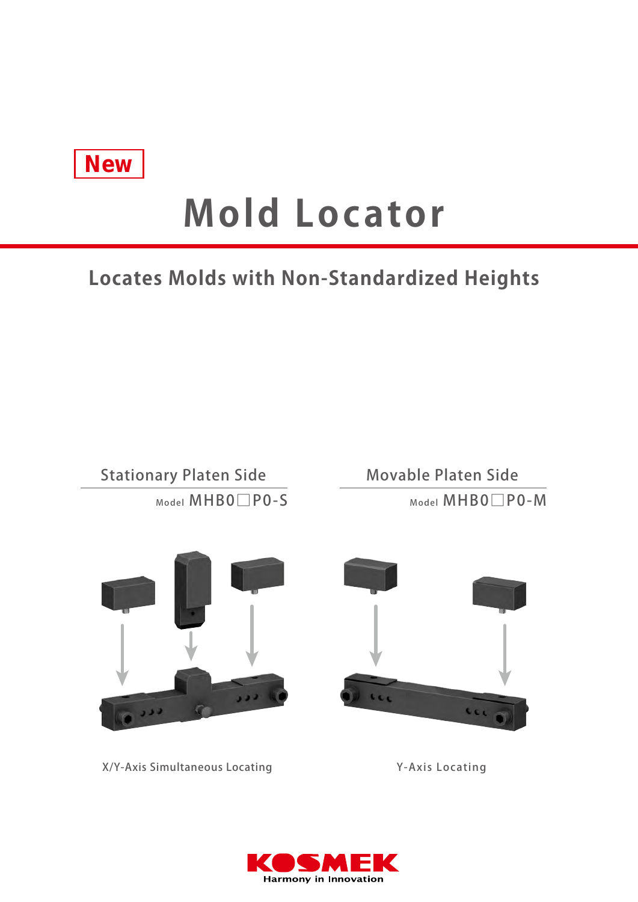New

# Mold Locator

## Locates Molds with Non-Standardized Heights

**Stationary Platen Side**

Model MHB0□P0-S

X/Y-Axis Simultaneous Locating

**Movable Platen Side**

Model MHB0□P0-M

Y-Axis Locating

KOSMEK
Harmony in Innovation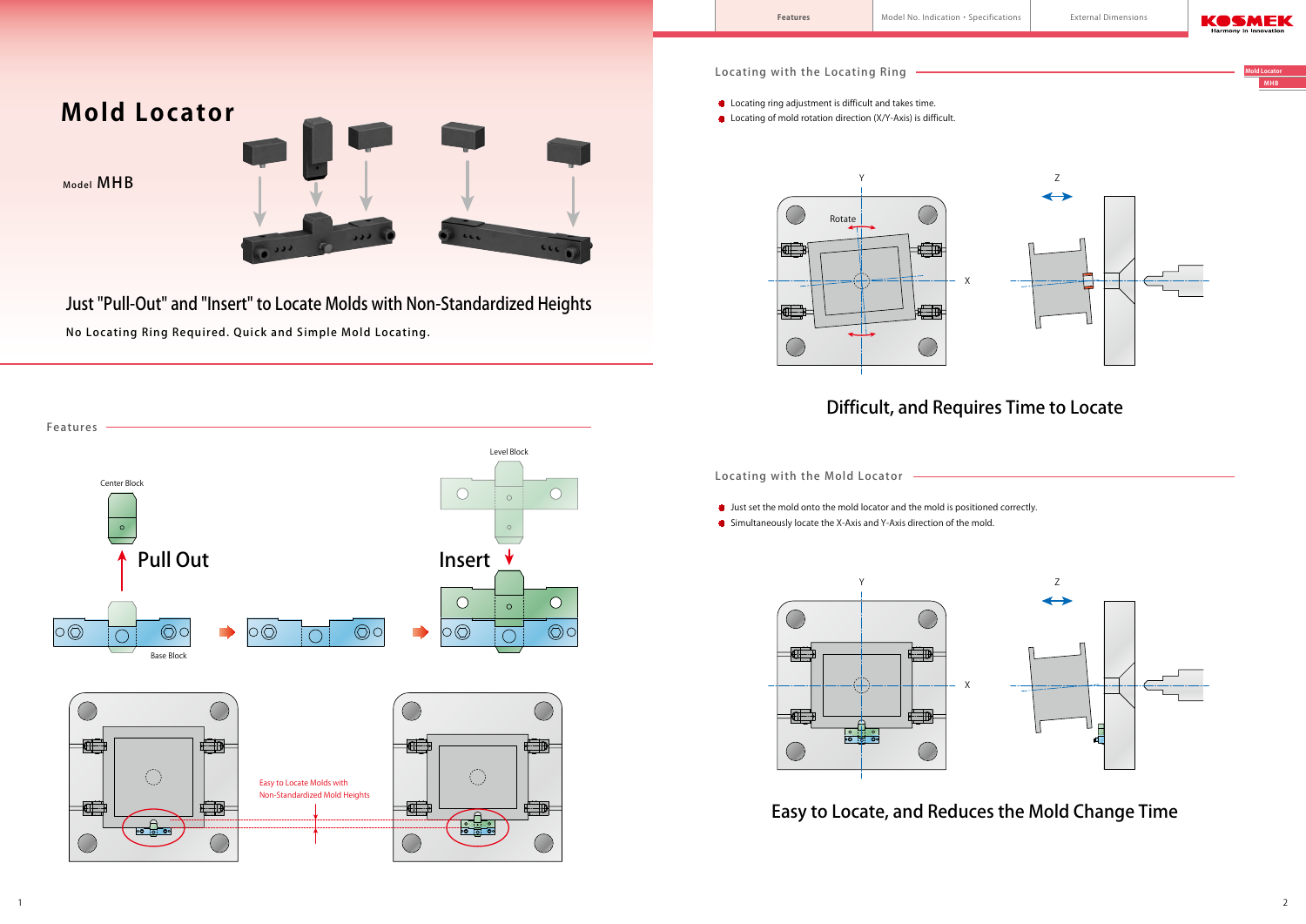# Mold Locator

Model MHB

## Just "Pull-Out" and "Insert" to Locate Molds with Non-Standardized Heights

No Locating Ring Required. Quick and Simple Mold Locating.

## Features

Center Block

Pull Out

Base Block

Level Block

Insert

Easy to Locate Molds with Non-Standardized Mold Heights

## Locating with the Locating Ring

- Locating ring adjustment is difficult and takes time.
- Locating of mold rotation direction (X/Y-Axis) is difficult.

Rotate

**Difficult, and Requires Time to Locate**

## Locating with the Mold Locator

- Just set the mold onto the mold locator and the mold is positioned correctly.
- Simultaneously locate the X-Axis and Y-Axis direction of the mold.

**Easy to Locate, and Reduces the Mold Change Time**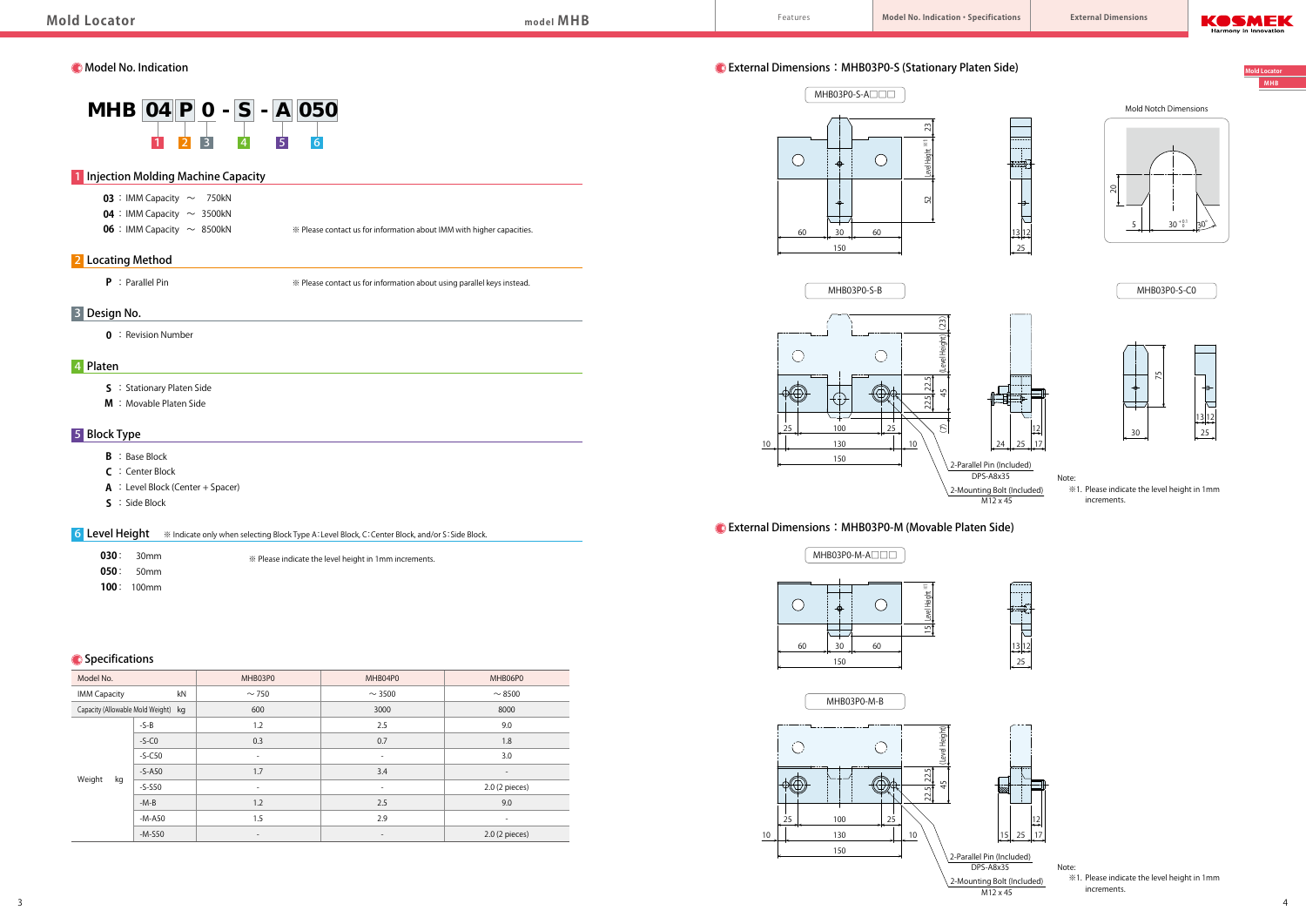## Model No. Indication

**MHB 04 P 0 - S - A 050**

1 2 3 4 5 6

### 1 Injection Molding Machine Capacity

- **03** : IMM Capacity ～ 750kN
- **04** : IMM Capacity ～ 3500kN
- **06** : IMM Capacity ～ 8500kN

※ Please contact us for information about IMM with higher capacities.

### 2 Locating Method

- **P** : Parallel Pin

※ Please contact us for information about using parallel keys instead.

### 3 Design No.

- **0** : Revision Number

### 4 Platen

- **S** : Stationary Platen Side
- **M** : Movable Platen Side

### 5 Block Type

- **B** : Base Block
- **C** : Center Block
- **A** : Level Block (Center + Spacer)
- **S** : Side Block

### 6 Level Height

※ Indicate only when selecting Block Type A : Level Block, C : Center Block, and/or S : Side Block.

- **030** : 30mm
- **050** : 50mm
- **100** : 100mm

※ Please indicate the level height in 1mm increments.

## Specifications

| Model No. | | MHB03P0 | MHB04P0 | MHB06P0 |
|---|---|---|---|---|
| IMM Capacity kN | | ～ 750 | ～ 3500 | ～ 8500 |
| Capacity (Allowable Mold Weight) kg | | 600 | 3000 | 8000 |
| Weight kg | -S-B | 1.2 | 2.5 | 9.0 |
| | -S-C0 | 0.3 | 0.7 | 1.8 |
| | -S-C50 | - | - | 3.0 |
| | -S-A50 | 1.7 | 3.4 | - |
| | -S-S50 | - | - | 2.0 (2 pieces) |
| | -M-B | 1.2 | 2.5 | 9.0 |
| | -M-A50 | 1.5 | 2.9 | - |
| | -M-S50 | - | - | 2.0 (2 pieces) |

## External Dimensions : MHB03P0-S (Stationary Platen Side)

MHB03P0-S-A□□□

Mold Notch Dimensions

MHB03P0-S-B

MHB03P0-S-C0

2-Parallel Pin (Included) DPS-A8x35

2-Mounting Bolt (Included) M12 x 45

Note:
※1. Please indicate the level height in 1mm increments.

## External Dimensions : MHB03P0-M (Movable Platen Side)

MHB03P0-M-A□□□

MHB03P0-M-B

2-Parallel Pin (Included) DPS-A8x35

2-Mounting Bolt (Included) M12 x 45

Note:
※1. Please indicate the level height in 1mm increments.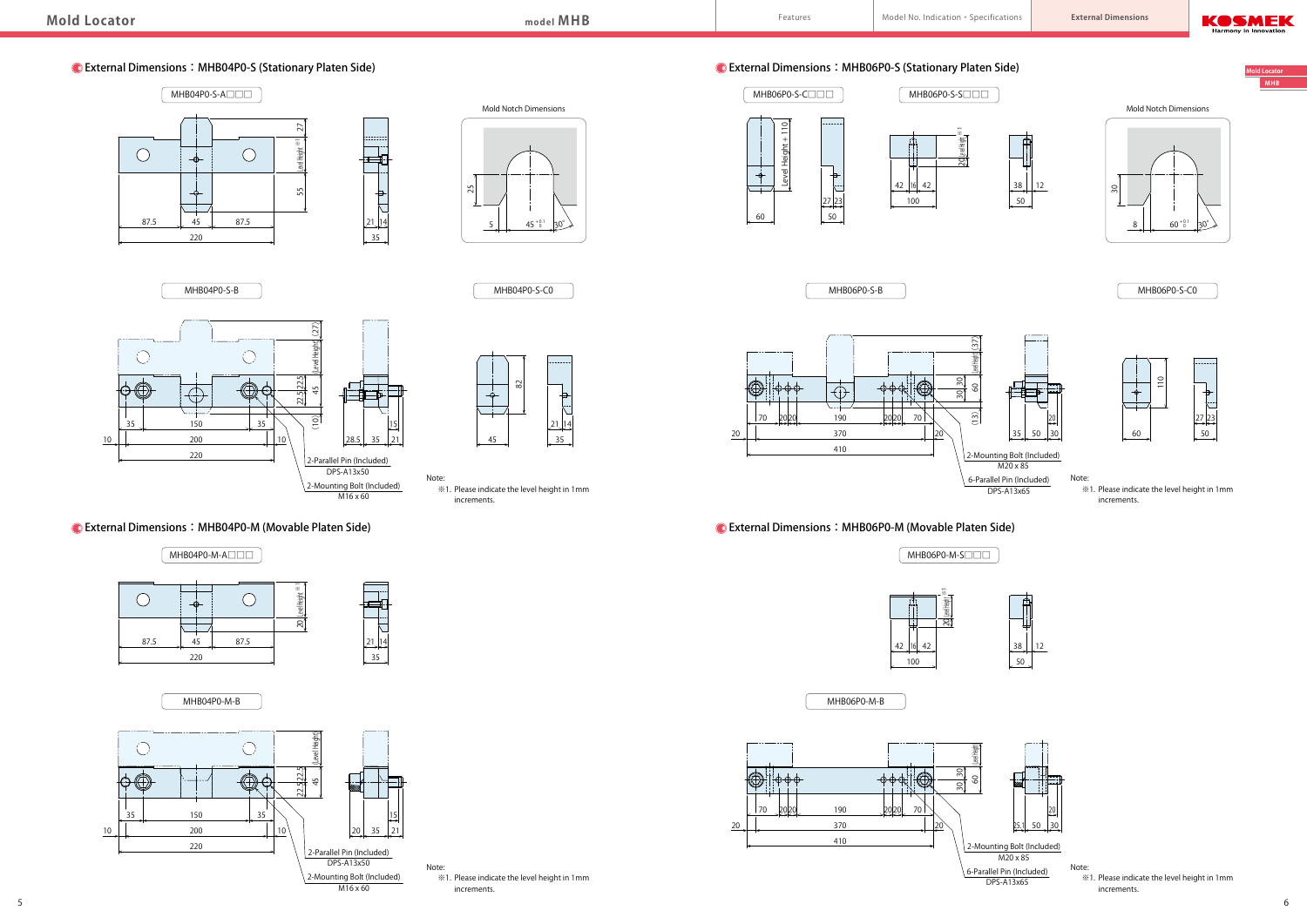## External Dimensions：MHB04P0-S (Stationary Platen Side)

MHB04P0-S-A□□□

Mold Notch Dimensions

MHB04P0-S-B

MHB04P0-S-C0

2-Parallel Pin (Included)
DPS-A13x50

2-Mounting Bolt (Included)
M16 x 60

Note:
※1. Please indicate the level height in 1mm increments.

## External Dimensions：MHB04P0-M (Movable Platen Side)

MHB04P0-M-A□□□

MHB04P0-M-B

2-Parallel Pin (Included)
DPS-A13x50

2-Mounting Bolt (Included)
M16 x 60

Note:
※1. Please indicate the level height in 1mm increments.

## External Dimensions：MHB06P0-S (Stationary Platen Side)

MHB06P0-S-C□□□

MHB06P0-S-S□□□

Mold Notch Dimensions

MHB06P0-S-B

MHB06P0-S-C0

2-Mounting Bolt (Included)
M20 x 85

6-Parallel Pin (Included)
DPS-A13x65

Note:
※1. Please indicate the level height in 1mm increments.

## External Dimensions：MHB06P0-M (Movable Platen Side)

MHB06P0-M-S□□□

MHB06P0-M-B

2-Mounting Bolt (Included)
M20 x 85

6-Parallel Pin (Included)
DPS-A13x65

Note:
※1. Please indicate the level height in 1mm increments.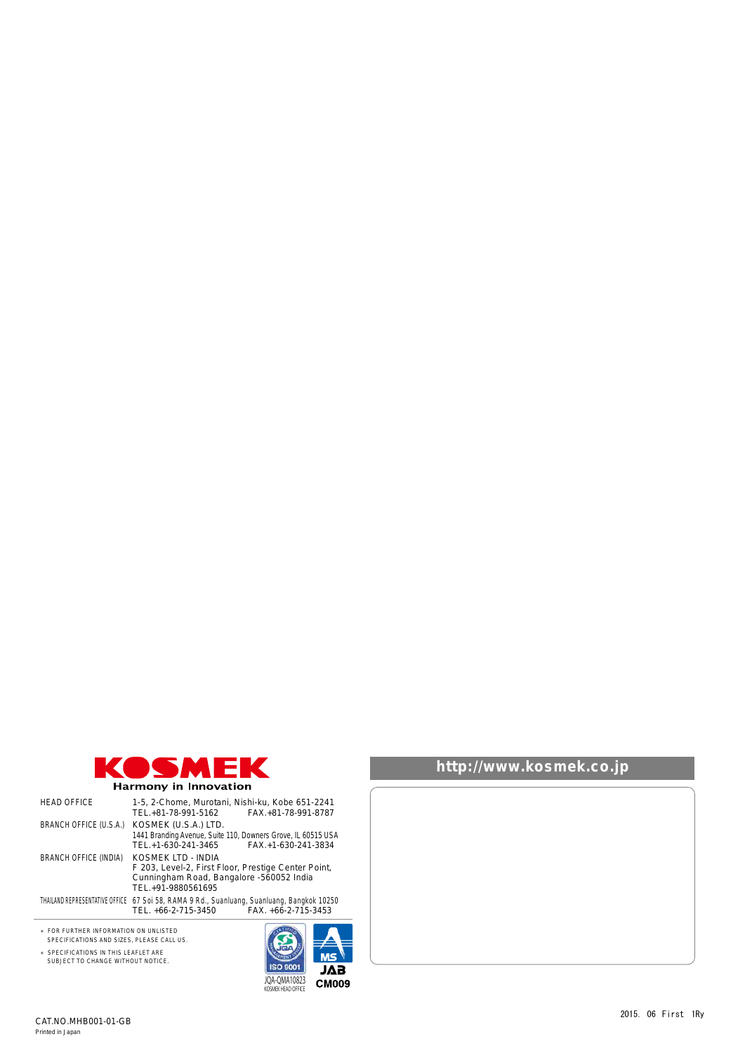KOSMEK

Harmony in Innovation

| | |
|---|---|
| HEAD OFFICE | 1-5, 2-Chome, Murotani, Nishi-ku, Kobe 651-2241<br>TEL.+81-78-991-5162 FAX.+81-78-991-8787 |
| BRANCH OFFICE (U.S.A.) | KOSMEK (U.S.A.) LTD.<br>1441 Branding Avenue, Suite 110, Downers Grove, IL 60515 USA<br>TEL.+1-630-241-3465 FAX.+1-630-241-3834 |
| BRANCH OFFICE (INDIA) | KOSMEK LTD - INDIA<br>F 203, Level-2, First Floor, Prestige Center Point, Cunningham Road, Bangalore -560052 India<br>TEL.+91-9880561695 |
| THAILAND REPRESENTATIVE OFFICE | 67 Soi 58, RAMA 9 Rd., Suanluang, Suanluang, Bangkok 10250<br>TEL. +66-2-715-3450 FAX. +66-2-715-3453 |

- FOR FURTHER INFORMATION ON UNLISTED SPECIFICATIONS AND SIZES, PLEASE CALL US.
- SPECIFICATIONS IN THIS LEAFLET ARE SUBJECT TO CHANGE WITHOUT NOTICE.

ISO 9001
JQA-QMA10823
KOSMEK HEAD OFFICE

JAB
CM009

**http://www.kosmek.co.jp**

CAT.NO.MHB001-01-GB
Printed in Japan

2015. 06 First 1Ry